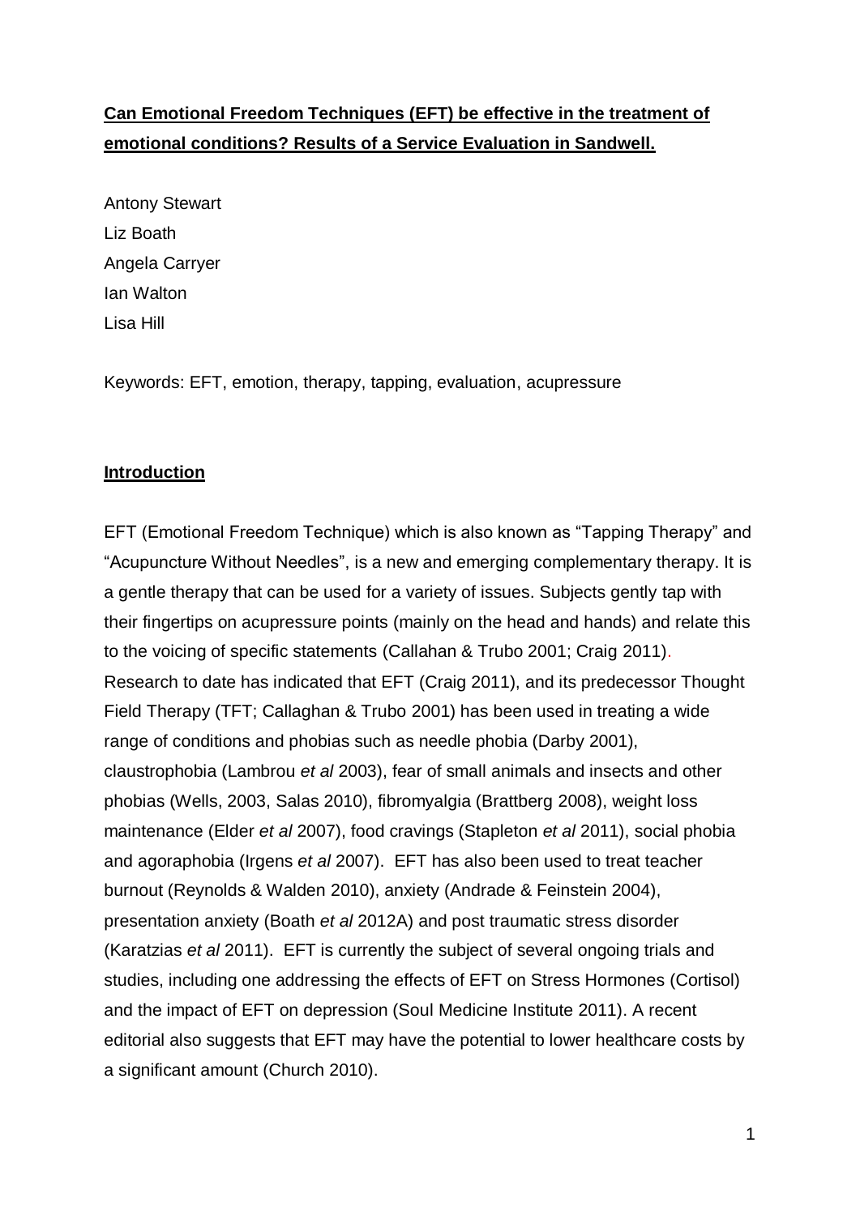# **Can Emotional Freedom Techniques (EFT) be effective in the treatment of emotional conditions? Results of a Service Evaluation in Sandwell.**

Antony Stewart
Liz Boath
Angela Carryer
Ian Walton
Lisa Hill

Keywords: EFT, emotion, therapy, tapping, evaluation, acupressure

## **Introduction**

EFT (Emotional Freedom Technique) which is also known as "Tapping Therapy" and "Acupuncture Without Needles", is a new and emerging complementary therapy. It is a gentle therapy that can be used for a variety of issues. Subjects gently tap with their fingertips on acupressure points (mainly on the head and hands) and relate this to the voicing of specific statements (Callahan & Trubo 2001; Craig 2011). Research to date has indicated that EFT (Craig 2011), and its predecessor Thought Field Therapy (TFT; Callaghan & Trubo 2001) has been used in treating a wide range of conditions and phobias such as needle phobia (Darby 2001), claustrophobia (Lambrou *et al* 2003), fear of small animals and insects and other phobias (Wells, 2003, Salas 2010), fibromyalgia (Brattberg 2008), weight loss maintenance (Elder *et al* 2007), food cravings (Stapleton *et al* 2011), social phobia and agoraphobia (Irgens *et al* 2007). EFT has also been used to treat teacher burnout (Reynolds & Walden 2010), anxiety (Andrade & Feinstein 2004), presentation anxiety (Boath *et al* 2012A) and post traumatic stress disorder (Karatzias *et al* 2011). EFT is currently the subject of several ongoing trials and studies, including one addressing the effects of EFT on Stress Hormones (Cortisol) and the impact of EFT on depression (Soul Medicine Institute 2011). A recent editorial also suggests that EFT may have the potential to lower healthcare costs by a significant amount (Church 2010).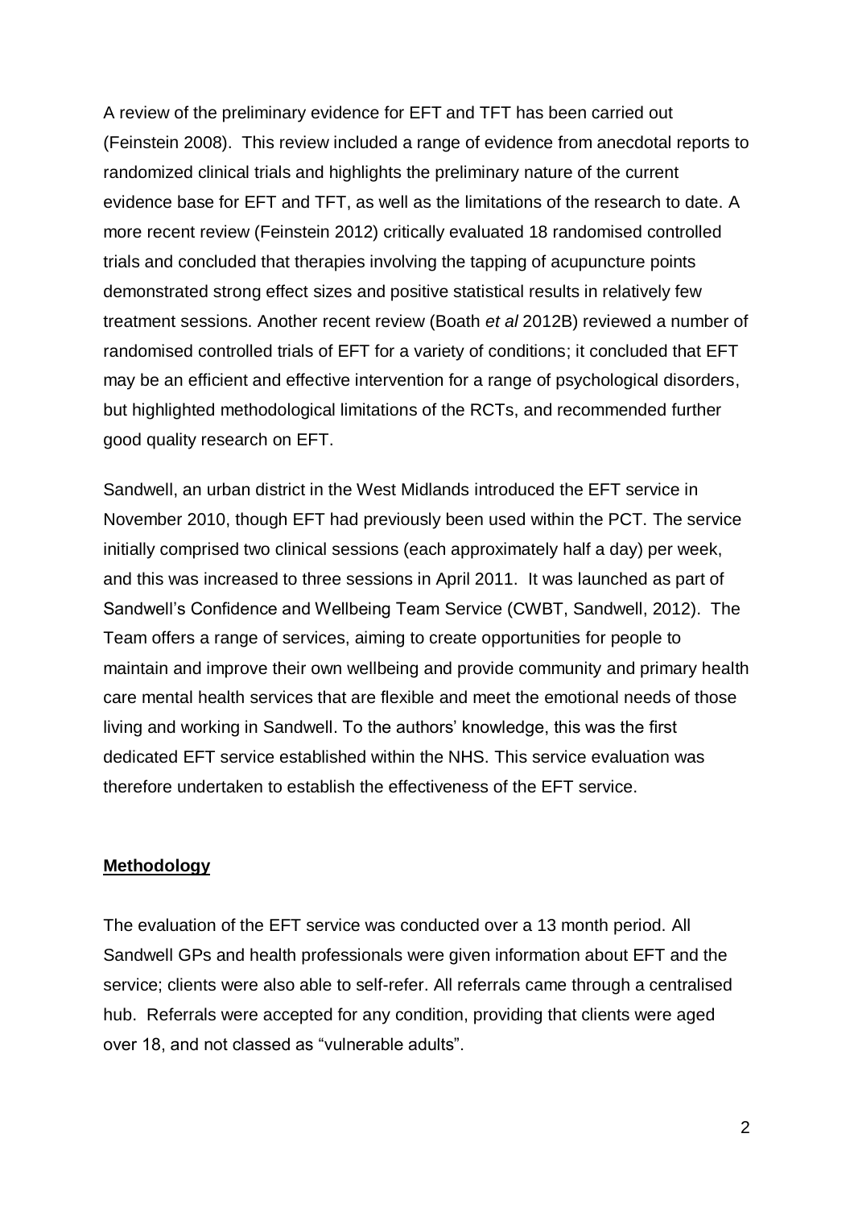A review of the preliminary evidence for EFT and TFT has been carried out (Feinstein 2008). This review included a range of evidence from anecdotal reports to randomized clinical trials and highlights the preliminary nature of the current evidence base for EFT and TFT, as well as the limitations of the research to date. A more recent review (Feinstein 2012) critically evaluated 18 randomised controlled trials and concluded that therapies involving the tapping of acupuncture points demonstrated strong effect sizes and positive statistical results in relatively few treatment sessions. Another recent review (Boath *et al* 2012B) reviewed a number of randomised controlled trials of EFT for a variety of conditions; it concluded that EFT may be an efficient and effective intervention for a range of psychological disorders, but highlighted methodological limitations of the RCTs, and recommended further good quality research on EFT.

Sandwell, an urban district in the West Midlands introduced the EFT service in November 2010, though EFT had previously been used within the PCT. The service initially comprised two clinical sessions (each approximately half a day) per week, and this was increased to three sessions in April 2011. It was launched as part of Sandwell's Confidence and Wellbeing Team Service (CWBT, Sandwell, 2012). The Team offers a range of services, aiming to create opportunities for people to maintain and improve their own wellbeing and provide community and primary health care mental health services that are flexible and meet the emotional needs of those living and working in Sandwell. To the authors' knowledge, this was the first dedicated EFT service established within the NHS. This service evaluation was therefore undertaken to establish the effectiveness of the EFT service.

## Methodology

The evaluation of the EFT service was conducted over a 13 month period. All Sandwell GPs and health professionals were given information about EFT and the service; clients were also able to self-refer. All referrals came through a centralised hub. Referrals were accepted for any condition, providing that clients were aged over 18, and not classed as "vulnerable adults".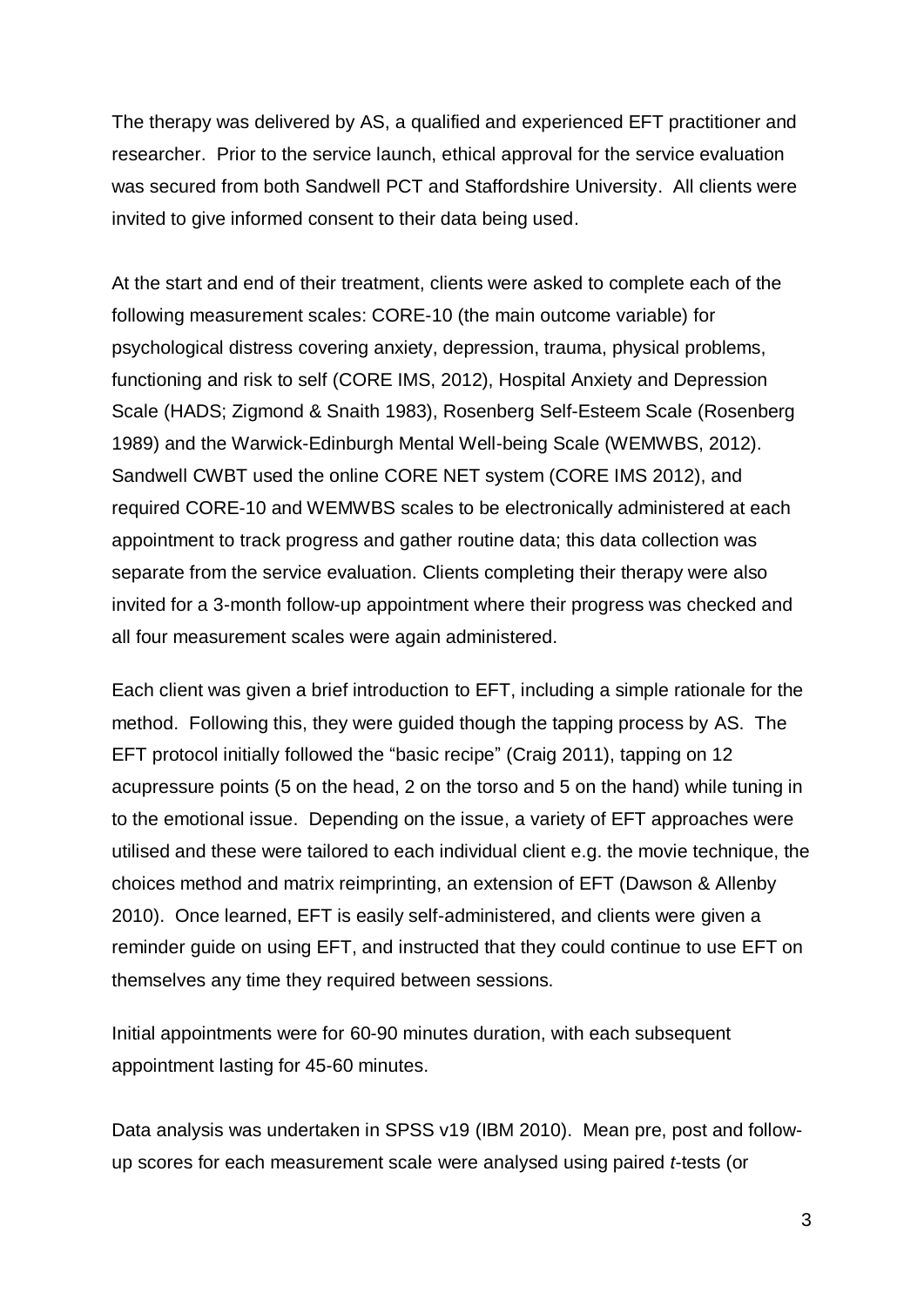The therapy was delivered by AS, a qualified and experienced EFT practitioner and researcher. Prior to the service launch, ethical approval for the service evaluation was secured from both Sandwell PCT and Staffordshire University. All clients were invited to give informed consent to their data being used.

At the start and end of their treatment, clients were asked to complete each of the following measurement scales: CORE-10 (the main outcome variable) for psychological distress covering anxiety, depression, trauma, physical problems, functioning and risk to self (CORE IMS, 2012), Hospital Anxiety and Depression Scale (HADS; Zigmond & Snaith 1983), Rosenberg Self-Esteem Scale (Rosenberg 1989) and the Warwick-Edinburgh Mental Well-being Scale (WEMWBS, 2012). Sandwell CWBT used the online CORE NET system (CORE IMS 2012), and required CORE-10 and WEMWBS scales to be electronically administered at each appointment to track progress and gather routine data; this data collection was separate from the service evaluation. Clients completing their therapy were also invited for a 3-month follow-up appointment where their progress was checked and all four measurement scales were again administered.

Each client was given a brief introduction to EFT, including a simple rationale for the method. Following this, they were guided though the tapping process by AS. The EFT protocol initially followed the "basic recipe" (Craig 2011), tapping on 12 acupressure points (5 on the head, 2 on the torso and 5 on the hand) while tuning in to the emotional issue. Depending on the issue, a variety of EFT approaches were utilised and these were tailored to each individual client e.g. the movie technique, the choices method and matrix reimprinting, an extension of EFT (Dawson & Allenby 2010). Once learned, EFT is easily self-administered, and clients were given a reminder guide on using EFT, and instructed that they could continue to use EFT on themselves any time they required between sessions.

Initial appointments were for 60-90 minutes duration, with each subsequent appointment lasting for 45-60 minutes.

Data analysis was undertaken in SPSS v19 (IBM 2010). Mean pre, post and follow-up scores for each measurement scale were analysed using paired *t*-tests (or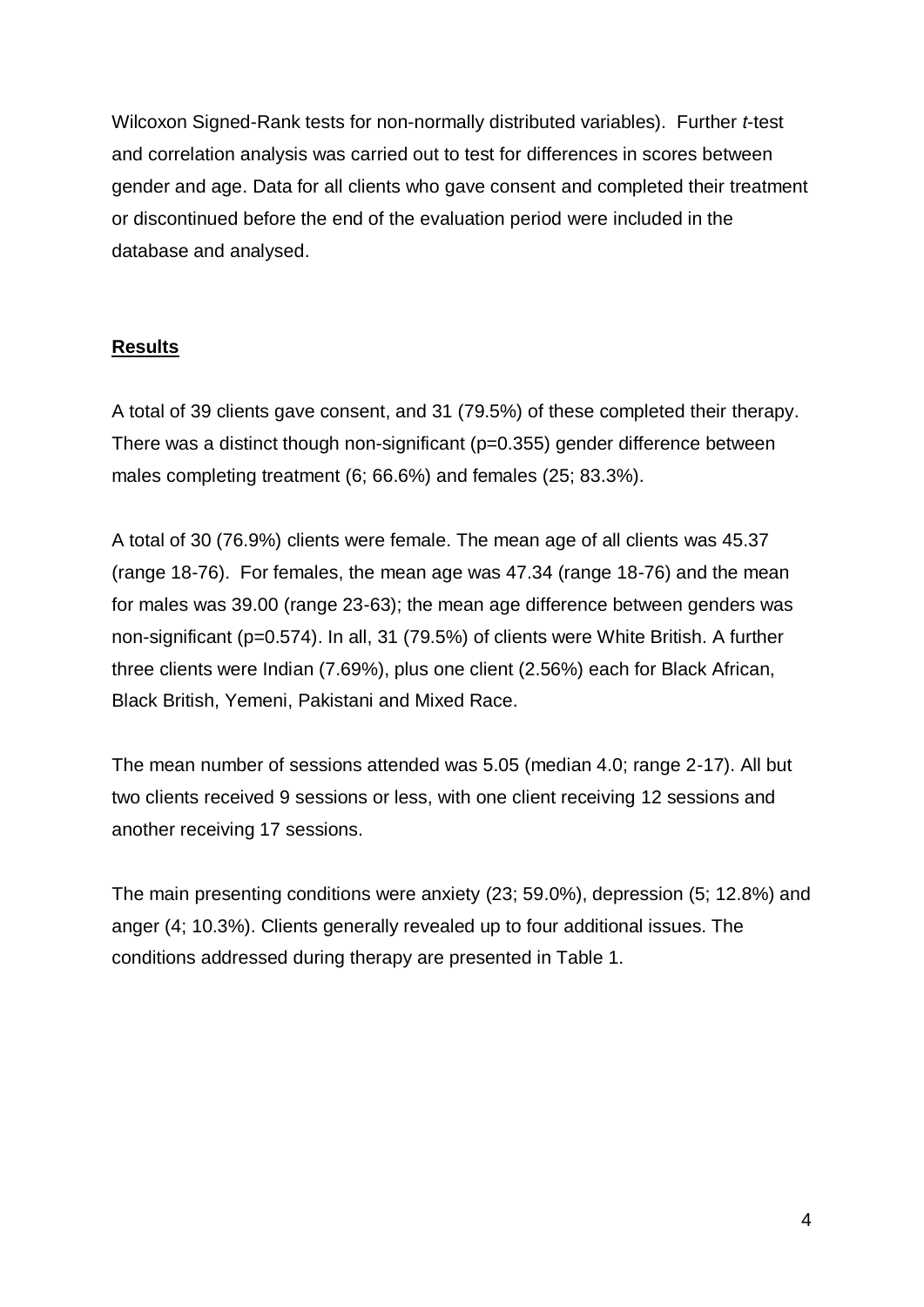Wilcoxon Signed-Rank tests for non-normally distributed variables). Further *t*-test and correlation analysis was carried out to test for differences in scores between gender and age. Data for all clients who gave consent and completed their treatment or discontinued before the end of the evaluation period were included in the database and analysed.

## **Results**

A total of 39 clients gave consent, and 31 (79.5%) of these completed their therapy. There was a distinct though non-significant ($p=0.355$) gender difference between males completing treatment (6; 66.6%) and females (25; 83.3%).

A total of 30 (76.9%) clients were female. The mean age of all clients was 45.37 (range 18-76). For females, the mean age was 47.34 (range 18-76) and the mean for males was 39.00 (range 23-63); the mean age difference between genders was non-significant ($p=0.574$). In all, 31 (79.5%) of clients were White British. A further three clients were Indian (7.69%), plus one client (2.56%) each for Black African, Black British, Yemeni, Pakistani and Mixed Race.

The mean number of sessions attended was 5.05 (median 4.0; range 2-17). All but two clients received 9 sessions or less, with one client receiving 12 sessions and another receiving 17 sessions.

The main presenting conditions were anxiety (23; 59.0%), depression (5; 12.8%) and anger (4; 10.3%). Clients generally revealed up to four additional issues. The conditions addressed during therapy are presented in Table 1.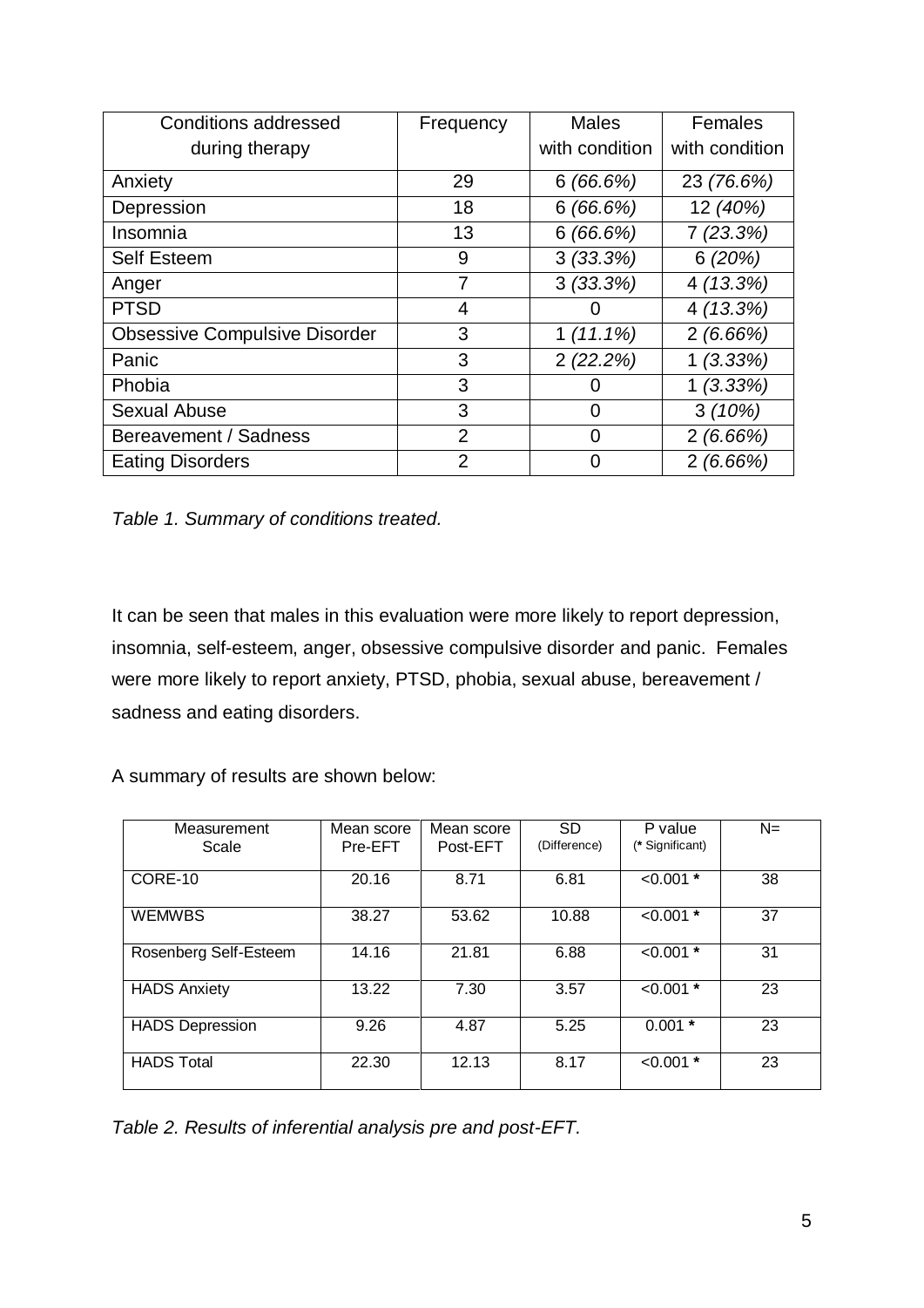| Conditions addressed during therapy | Frequency | Males with condition | Females with condition |
|---|---|---|---|
| Anxiety | 29 | 6 *(66.6%)* | 23 *(76.6%)* |
| Depression | 18 | 6 *(66.6%)* | 12 *(40%)* |
| Insomnia | 13 | 6 *(66.6%)* | 7 *(23.3%)* |
| Self Esteem | 9 | 3 *(33.3%)* | 6 *(20%)* |
| Anger | 7 | 3 *(33.3%)* | 4 *(13.3%)* |
| PTSD | 4 | 0 | 4 *(13.3%)* |
| Obsessive Compulsive Disorder | 3 | 1 *(11.1%)* | 2 *(6.66%)* |
| Panic | 3 | 2 *(22.2%)* | 1 *(3.33%)* |
| Phobia | 3 | 0 | 1 *(3.33%)* |
| Sexual Abuse | 3 | 0 | 3 *(10%)* |
| Bereavement / Sadness | 2 | 0 | 2 *(6.66%)* |
| Eating Disorders | 2 | 0 | 2 *(6.66%)* |

*Table 1. Summary of conditions treated.*

It can be seen that males in this evaluation were more likely to report depression, insomnia, self-esteem, anger, obsessive compulsive disorder and panic. Females were more likely to report anxiety, PTSD, phobia, sexual abuse, bereavement / sadness and eating disorders.

A summary of results are shown below:

| Measurement Scale | Mean score Pre-EFT | Mean score Post-EFT | SD (Difference) | P value (**\*** Significant) | N= |
|---|---|---|---|---|---|
| CORE-10 | 20.16 | 8.71 | 6.81 | <0.001 **\*** | 38 |
| WEMWBS | 38.27 | 53.62 | 10.88 | <0.001 **\*** | 37 |
| Rosenberg Self-Esteem | 14.16 | 21.81 | 6.88 | <0.001 **\*** | 31 |
| HADS Anxiety | 13.22 | 7.30 | 3.57 | <0.001 **\*** | 23 |
| HADS Depression | 9.26 | 4.87 | 5.25 | 0.001 **\*** | 23 |
| HADS Total | 22.30 | 12.13 | 8.17 | <0.001 **\*** | 23 |

*Table 2. Results of inferential analysis pre and post-EFT.*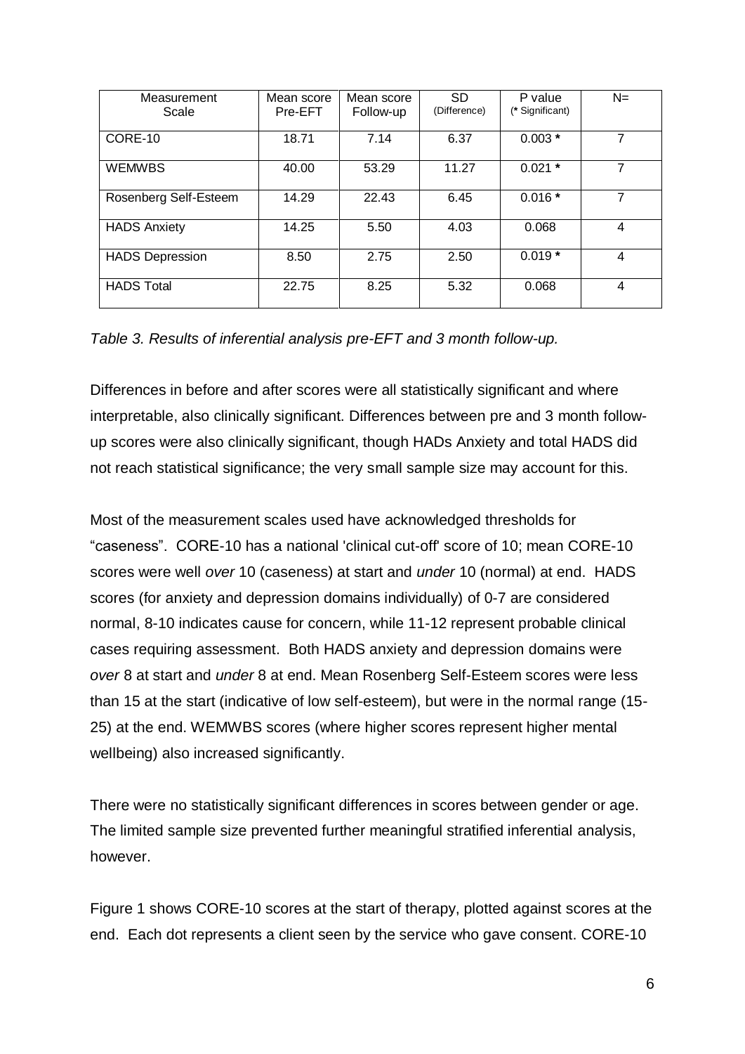| Measurement Scale | Mean score Pre-EFT | Mean score Follow-up | SD (Difference) | P value (* Significant) | N= |
|---|---|---|---|---|---|
| CORE-10 | 18.71 | 7.14 | 6.37 | 0.003 * | 7 |
| WEMWBS | 40.00 | 53.29 | 11.27 | 0.021 * | 7 |
| Rosenberg Self-Esteem | 14.29 | 22.43 | 6.45 | 0.016 * | 7 |
| HADS Anxiety | 14.25 | 5.50 | 4.03 | 0.068 | 4 |
| HADS Depression | 8.50 | 2.75 | 2.50 | 0.019 * | 4 |
| HADS Total | 22.75 | 8.25 | 5.32 | 0.068 | 4 |

*Table 3. Results of inferential analysis pre-EFT and 3 month follow-up.*

Differences in before and after scores were all statistically significant and where interpretable, also clinically significant. Differences between pre and 3 month follow-up scores were also clinically significant, though HADs Anxiety and total HADS did not reach statistical significance; the very small sample size may account for this.

Most of the measurement scales used have acknowledged thresholds for "caseness". CORE-10 has a national 'clinical cut-off' score of 10; mean CORE-10 scores were well *over* 10 (caseness) at start and *under* 10 (normal) at end. HADS scores (for anxiety and depression domains individually) of 0-7 are considered normal, 8-10 indicates cause for concern, while 11-12 represent probable clinical cases requiring assessment. Both HADS anxiety and depression domains were *over* 8 at start and *under* 8 at end. Mean Rosenberg Self-Esteem scores were less than 15 at the start (indicative of low self-esteem), but were in the normal range (15-25) at the end. WEMWBS scores (where higher scores represent higher mental wellbeing) also increased significantly.

There were no statistically significant differences in scores between gender or age. The limited sample size prevented further meaningful stratified inferential analysis, however.

Figure 1 shows CORE-10 scores at the start of therapy, plotted against scores at the end. Each dot represents a client seen by the service who gave consent. CORE-10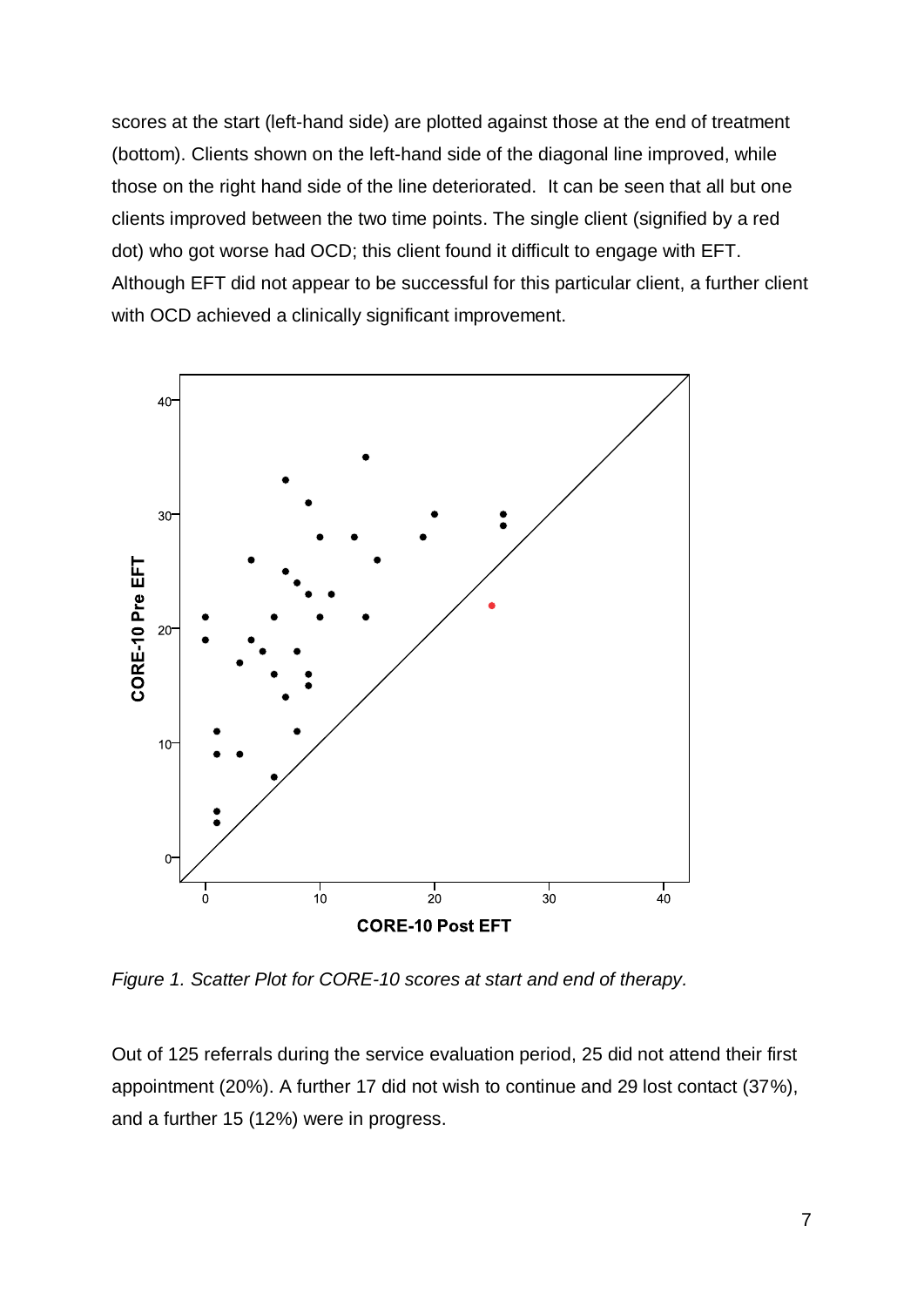scores at the start (left-hand side) are plotted against those at the end of treatment (bottom). Clients shown on the left-hand side of the diagonal line improved, while those on the right hand side of the line deteriorated.  It can be seen that all but one clients improved between the two time points. The single client (signified by a red dot) who got worse had OCD; this client found it difficult to engage with EFT. Although EFT did not appear to be successful for this particular client, a further client with OCD achieved a clinically significant improvement.

*Figure 1. Scatter Plot for CORE-10 scores at start and end of therapy.*

Out of 125 referrals during the service evaluation period, 25 did not attend their first appointment (20%). A further 17 did not wish to continue and 29 lost contact (37%), and a further 15 (12%) were in progress.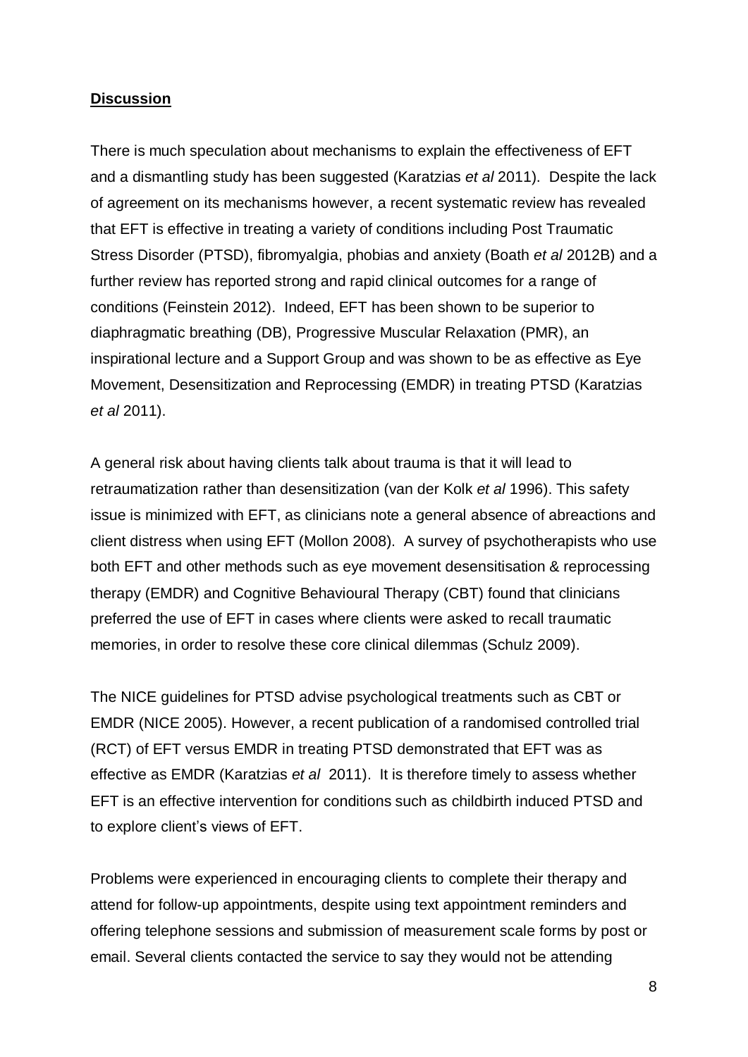## **Discussion**

There is much speculation about mechanisms to explain the effectiveness of EFT and a dismantling study has been suggested (Karatzias *et al* 2011). Despite the lack of agreement on its mechanisms however, a recent systematic review has revealed that EFT is effective in treating a variety of conditions including Post Traumatic Stress Disorder (PTSD), fibromyalgia, phobias and anxiety (Boath *et al* 2012B) and a further review has reported strong and rapid clinical outcomes for a range of conditions (Feinstein 2012). Indeed, EFT has been shown to be superior to diaphragmatic breathing (DB), Progressive Muscular Relaxation (PMR), an inspirational lecture and a Support Group and was shown to be as effective as Eye Movement, Desensitization and Reprocessing (EMDR) in treating PTSD (Karatzias *et al* 2011).

A general risk about having clients talk about trauma is that it will lead to retraumatization rather than desensitization (van der Kolk *et al* 1996). This safety issue is minimized with EFT, as clinicians note a general absence of abreactions and client distress when using EFT (Mollon 2008). A survey of psychotherapists who use both EFT and other methods such as eye movement desensitisation & reprocessing therapy (EMDR) and Cognitive Behavioural Therapy (CBT) found that clinicians preferred the use of EFT in cases where clients were asked to recall traumatic memories, in order to resolve these core clinical dilemmas (Schulz 2009).

The NICE guidelines for PTSD advise psychological treatments such as CBT or EMDR (NICE 2005). However, a recent publication of a randomised controlled trial (RCT) of EFT versus EMDR in treating PTSD demonstrated that EFT was as effective as EMDR (Karatzias *et al* 2011). It is therefore timely to assess whether EFT is an effective intervention for conditions such as childbirth induced PTSD and to explore client's views of EFT.

Problems were experienced in encouraging clients to complete their therapy and attend for follow-up appointments, despite using text appointment reminders and offering telephone sessions and submission of measurement scale forms by post or email. Several clients contacted the service to say they would not be attending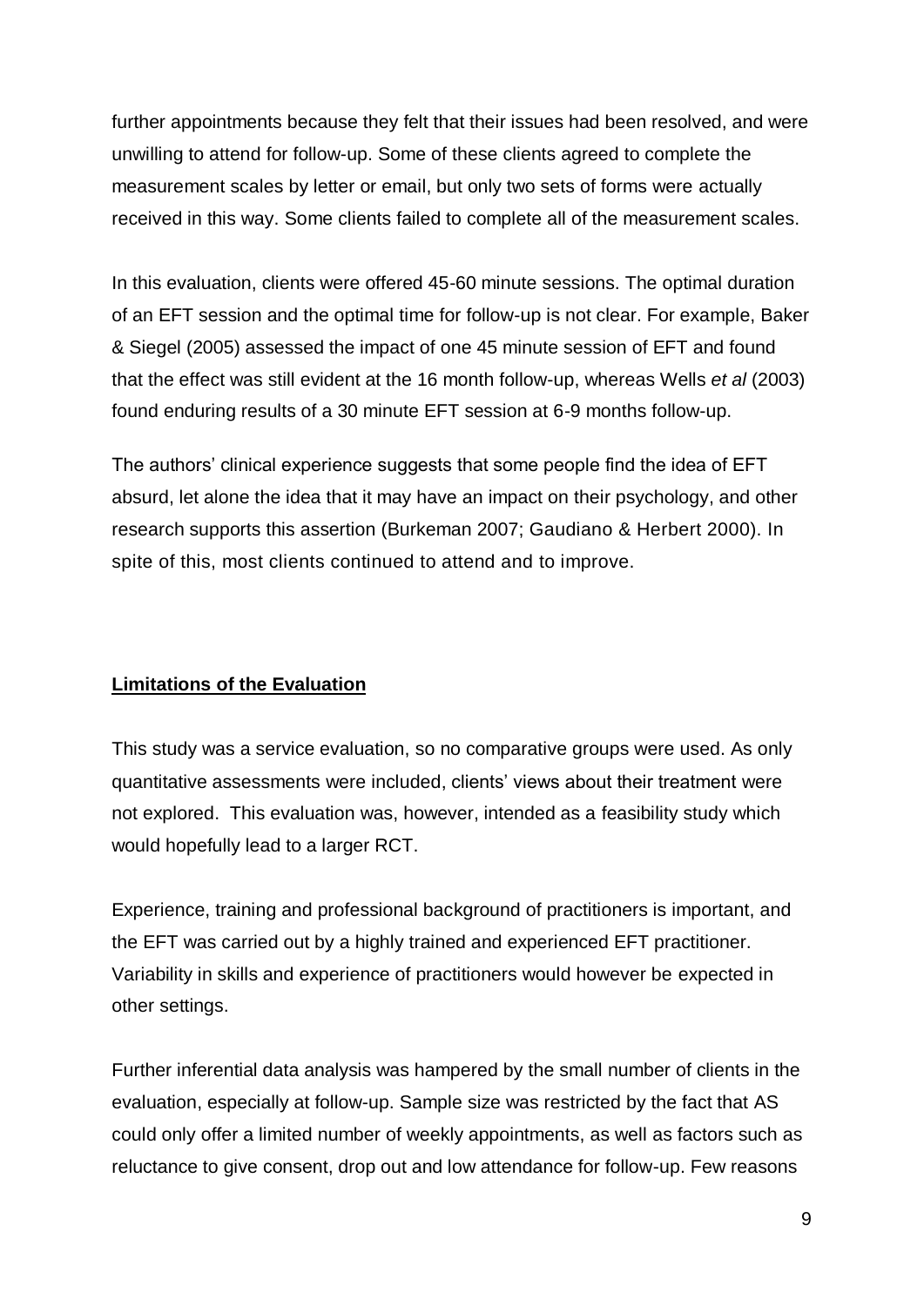further appointments because they felt that their issues had been resolved, and were unwilling to attend for follow-up. Some of these clients agreed to complete the measurement scales by letter or email, but only two sets of forms were actually received in this way. Some clients failed to complete all of the measurement scales.

In this evaluation, clients were offered 45-60 minute sessions. The optimal duration of an EFT session and the optimal time for follow-up is not clear. For example, Baker & Siegel (2005) assessed the impact of one 45 minute session of EFT and found that the effect was still evident at the 16 month follow-up, whereas Wells *et al* (2003) found enduring results of a 30 minute EFT session at 6-9 months follow-up.

The authors' clinical experience suggests that some people find the idea of EFT absurd, let alone the idea that it may have an impact on their psychology, and other research supports this assertion (Burkeman 2007; Gaudiano & Herbert 2000). In spite of this, most clients continued to attend and to improve.

## Limitations of the Evaluation

This study was a service evaluation, so no comparative groups were used. As only quantitative assessments were included, clients' views about their treatment were not explored. This evaluation was, however, intended as a feasibility study which would hopefully lead to a larger RCT.

Experience, training and professional background of practitioners is important, and the EFT was carried out by a highly trained and experienced EFT practitioner. Variability in skills and experience of practitioners would however be expected in other settings.

Further inferential data analysis was hampered by the small number of clients in the evaluation, especially at follow-up. Sample size was restricted by the fact that AS could only offer a limited number of weekly appointments, as well as factors such as reluctance to give consent, drop out and low attendance for follow-up. Few reasons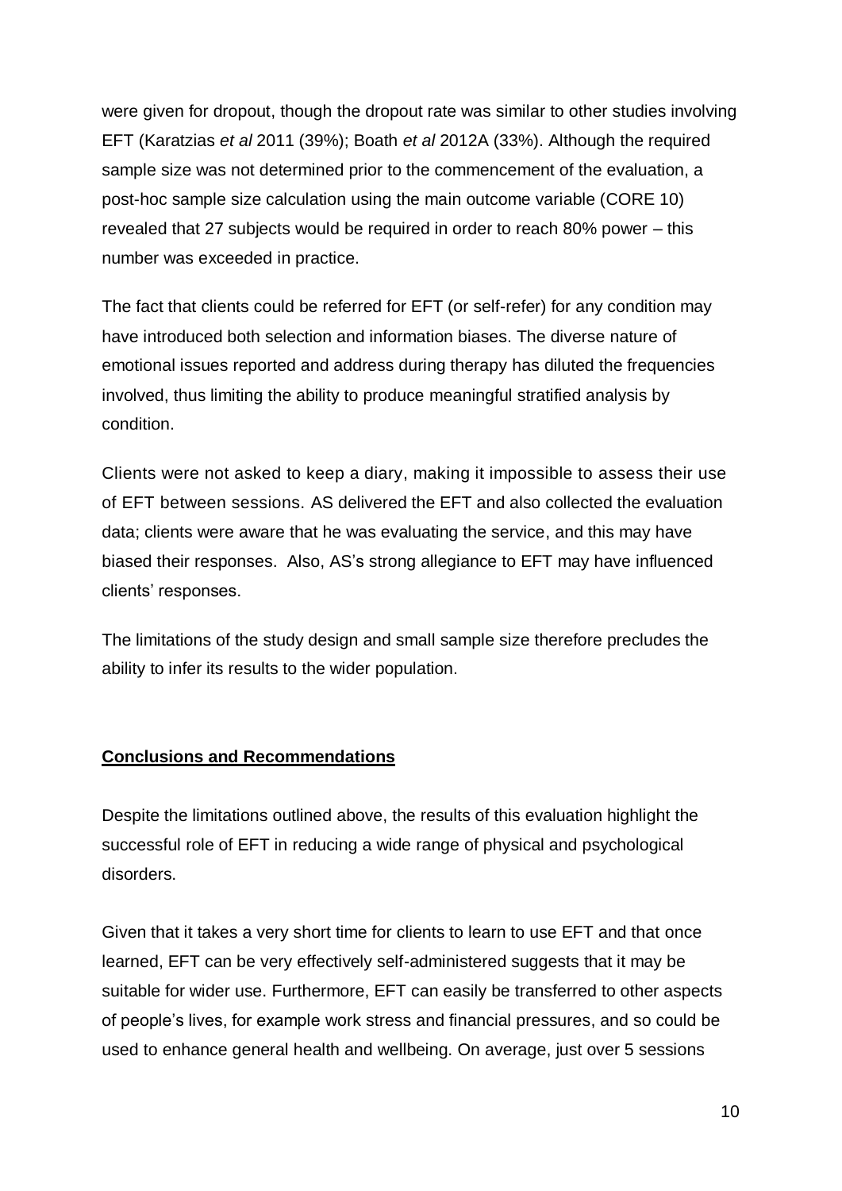were given for dropout, though the dropout rate was similar to other studies involving EFT (Karatzias *et al* 2011 (39%); Boath *et al* 2012A (33%). Although the required sample size was not determined prior to the commencement of the evaluation, a post-hoc sample size calculation using the main outcome variable (CORE 10) revealed that 27 subjects would be required in order to reach 80% power – this number was exceeded in practice.

The fact that clients could be referred for EFT (or self-refer) for any condition may have introduced both selection and information biases. The diverse nature of emotional issues reported and address during therapy has diluted the frequencies involved, thus limiting the ability to produce meaningful stratified analysis by condition.

Clients were not asked to keep a diary, making it impossible to assess their use of EFT between sessions. AS delivered the EFT and also collected the evaluation data; clients were aware that he was evaluating the service, and this may have biased their responses. Also, AS's strong allegiance to EFT may have influenced clients' responses.

The limitations of the study design and small sample size therefore precludes the ability to infer its results to the wider population.

## Conclusions and Recommendations

Despite the limitations outlined above, the results of this evaluation highlight the successful role of EFT in reducing a wide range of physical and psychological disorders.

Given that it takes a very short time for clients to learn to use EFT and that once learned, EFT can be very effectively self-administered suggests that it may be suitable for wider use. Furthermore, EFT can easily be transferred to other aspects of people's lives, for example work stress and financial pressures, and so could be used to enhance general health and wellbeing. On average, just over 5 sessions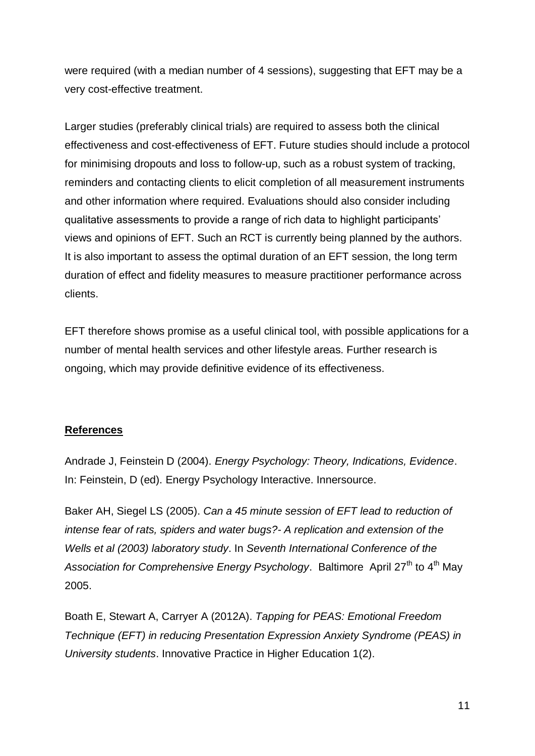were required (with a median number of 4 sessions), suggesting that EFT may be a very cost-effective treatment.

Larger studies (preferably clinical trials) are required to assess both the clinical effectiveness and cost-effectiveness of EFT. Future studies should include a protocol for minimising dropouts and loss to follow-up, such as a robust system of tracking, reminders and contacting clients to elicit completion of all measurement instruments and other information where required. Evaluations should also consider including qualitative assessments to provide a range of rich data to highlight participants' views and opinions of EFT. Such an RCT is currently being planned by the authors. It is also important to assess the optimal duration of an EFT session, the long term duration of effect and fidelity measures to measure practitioner performance across clients.

EFT therefore shows promise as a useful clinical tool, with possible applications for a number of mental health services and other lifestyle areas. Further research is ongoing, which may provide definitive evidence of its effectiveness.

## References

Andrade J, Feinstein D (2004). *Energy Psychology: Theory, Indications, Evidence*. In: Feinstein, D (ed). Energy Psychology Interactive. Innersource.

Baker AH, Siegel LS (2005). *Can a 45 minute session of EFT lead to reduction of intense fear of rats, spiders and water bugs?- A replication and extension of the Wells et al (2003) laboratory study*. In *Seventh International Conference of the Association for Comprehensive Energy Psychology*. Baltimore April 27th to 4th May 2005.

Boath E, Stewart A, Carryer A (2012A). *Tapping for PEAS: Emotional Freedom Technique (EFT) in reducing Presentation Expression Anxiety Syndrome (PEAS) in University students*. Innovative Practice in Higher Education 1(2).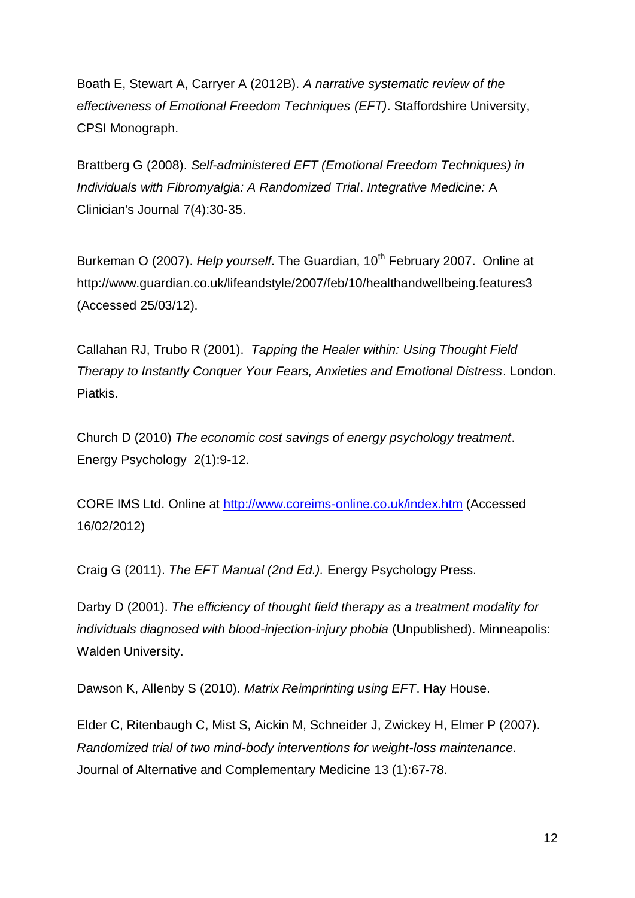Boath E, Stewart A, Carryer A (2012B). *A narrative systematic review of the effectiveness of Emotional Freedom Techniques (EFT)*. Staffordshire University, CPSI Monograph.

Brattberg G (2008). *Self-administered EFT (Emotional Freedom Techniques) in Individuals with Fibromyalgia: A Randomized Trial*. *Integrative Medicine:* A Clinician's Journal 7(4):30-35.

Burkeman O (2007). *Help yourself*. The Guardian, 10th February 2007. Online at http://www.guardian.co.uk/lifeandstyle/2007/feb/10/healthandwellbeing.features3 (Accessed 25/03/12).

Callahan RJ, Trubo R (2001). *Tapping the Healer within: Using Thought Field Therapy to Instantly Conquer Your Fears, Anxieties and Emotional Distress*. London. Piatkis.

Church D (2010) *The economic cost savings of energy psychology treatment*. Energy Psychology 2(1):9-12.

CORE IMS Ltd. Online at http://www.coreims-online.co.uk/index.htm (Accessed 16/02/2012)

Craig G (2011). *The EFT Manual (2nd Ed.).* Energy Psychology Press.

Darby D (2001). *The efficiency of thought field therapy as a treatment modality for individuals diagnosed with blood-injection-injury phobia* (Unpublished). Minneapolis: Walden University.

Dawson K, Allenby S (2010). *Matrix Reimprinting using EFT*. Hay House.

Elder C, Ritenbaugh C, Mist S, Aickin M, Schneider J, Zwickey H, Elmer P (2007). *Randomized trial of two mind-body interventions for weight-loss maintenance*. Journal of Alternative and Complementary Medicine 13 (1):67-78.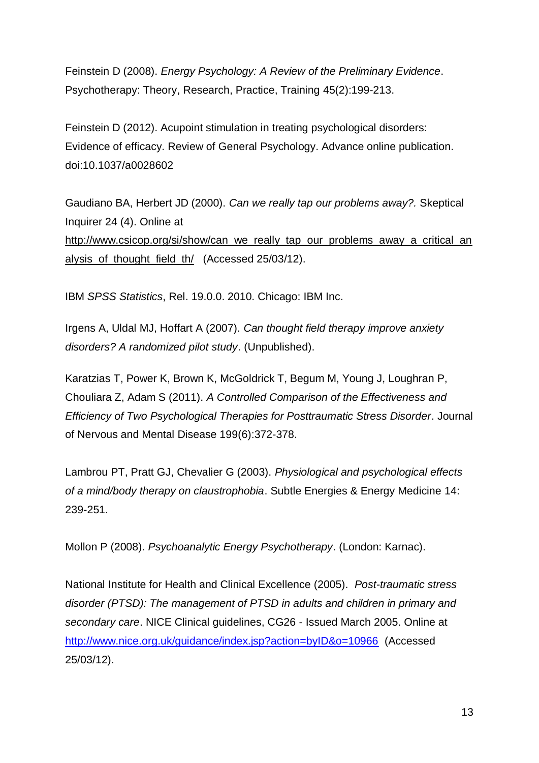Feinstein D (2008). *Energy Psychology: A Review of the Preliminary Evidence*. Psychotherapy: Theory, Research, Practice, Training 45(2):199-213.

Feinstein D (2012). Acupoint stimulation in treating psychological disorders: Evidence of efficacy. Review of General Psychology. Advance online publication. doi:10.1037/a0028602

Gaudiano BA, Herbert JD (2000). *Can we really tap our problems away?.* Skeptical Inquirer 24 (4). Online at http://www.csicop.org/si/show/can_we_really_tap_our_problems_away_a_critical_analysis_of_thought_field_th/ (Accessed 25/03/12).

IBM *SPSS Statistics*, Rel. 19.0.0. 2010. Chicago: IBM Inc.

Irgens A, Uldal MJ, Hoffart A (2007). *Can thought field therapy improve anxiety disorders? A randomized pilot study*. (Unpublished).

Karatzias T, Power K, Brown K, McGoldrick T, Begum M, Young J, Loughran P, Chouliara Z, Adam S (2011). *A Controlled Comparison of the Effectiveness and Efficiency of Two Psychological Therapies for Posttraumatic Stress Disorder*. Journal of Nervous and Mental Disease 199(6):372-378.

Lambrou PT, Pratt GJ, Chevalier G (2003). *Physiological and psychological effects of a mind/body therapy on claustrophobia*. Subtle Energies & Energy Medicine 14: 239-251.

Mollon P (2008). *Psychoanalytic Energy Psychotherapy*. (London: Karnac).

National Institute for Health and Clinical Excellence (2005). *Post-traumatic stress disorder (PTSD): The management of PTSD in adults and children in primary and secondary care*. NICE Clinical guidelines, CG26 - Issued March 2005. Online at http://www.nice.org.uk/guidance/index.jsp?action=byID&o=10966 (Accessed 25/03/12).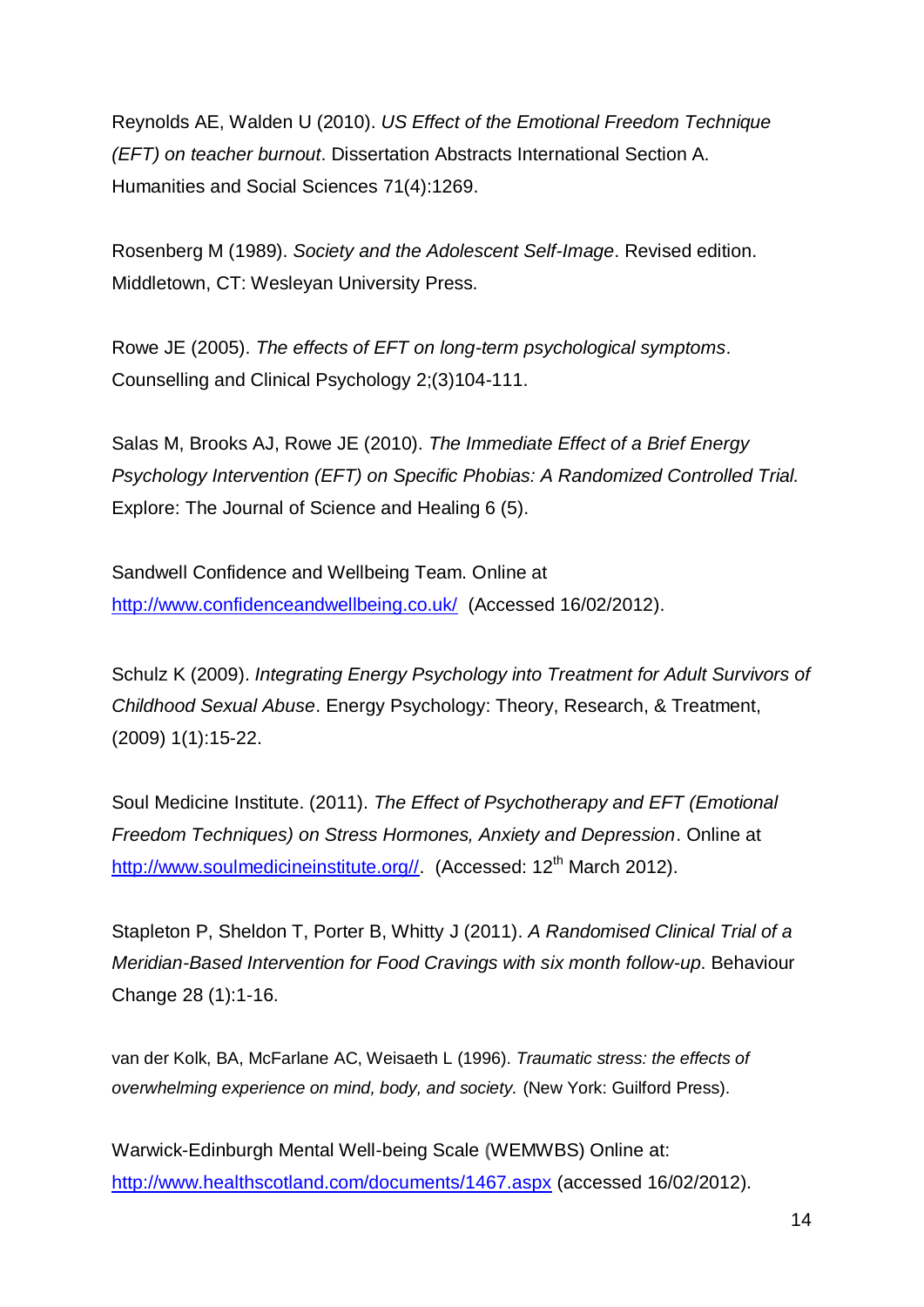Reynolds AE, Walden U (2010). *US Effect of the Emotional Freedom Technique (EFT) on teacher burnout*. Dissertation Abstracts International Section A. Humanities and Social Sciences 71(4):1269.

Rosenberg M (1989). *Society and the Adolescent Self-Image*. Revised edition. Middletown, CT: Wesleyan University Press.

Rowe JE (2005). *The effects of EFT on long-term psychological symptoms*. Counselling and Clinical Psychology 2;(3)104-111.

Salas M, Brooks AJ, Rowe JE (2010). *The Immediate Effect of a Brief Energy Psychology Intervention (EFT) on Specific Phobias: A Randomized Controlled Trial.* Explore: The Journal of Science and Healing 6 (5).

Sandwell Confidence and Wellbeing Team. Online at http://www.confidenceandwellbeing.co.uk/ (Accessed 16/02/2012).

Schulz K (2009). *Integrating Energy Psychology into Treatment for Adult Survivors of Childhood Sexual Abuse*. Energy Psychology: Theory, Research, & Treatment, (2009) 1(1):15-22.

Soul Medicine Institute. (2011). *The Effect of Psychotherapy and EFT (Emotional Freedom Techniques) on Stress Hormones, Anxiety and Depression*. Online at http://www.soulmedicineinstitute.org//. (Accessed: 12th March 2012).

Stapleton P, Sheldon T, Porter B, Whitty J (2011). *A Randomised Clinical Trial of a Meridian-Based Intervention for Food Cravings with six month follow-up*. Behaviour Change 28 (1):1-16.

van der Kolk, BA, McFarlane AC, Weisaeth L (1996). *Traumatic stress: the effects of overwhelming experience on mind, body, and society.* (New York: Guilford Press).

Warwick-Edinburgh Mental Well-being Scale (WEMWBS) Online at: http://www.healthscotland.com/documents/1467.aspx (accessed 16/02/2012).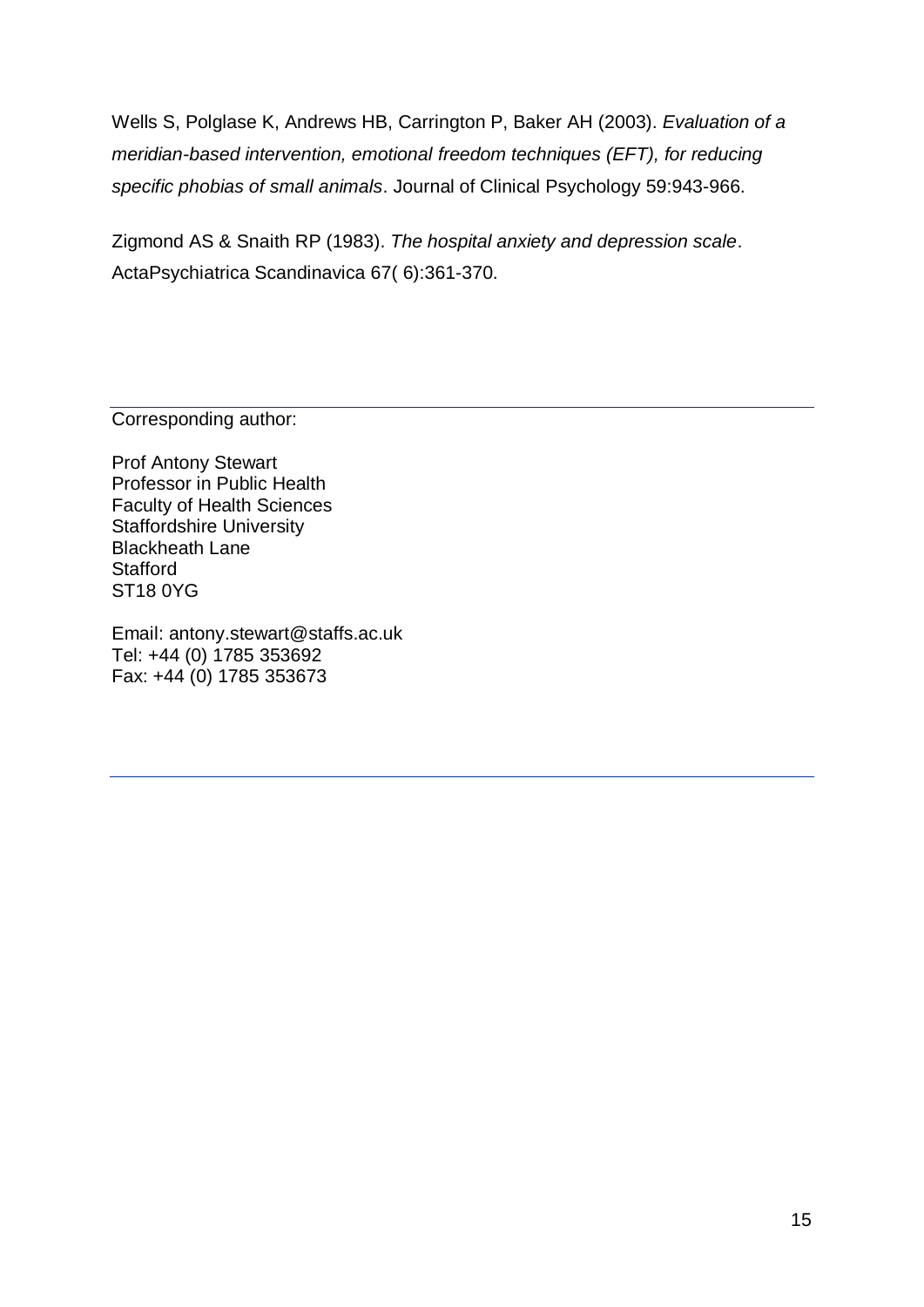Wells S, Polglase K, Andrews HB, Carrington P, Baker AH (2003). *Evaluation of a meridian-based intervention, emotional freedom techniques (EFT), for reducing specific phobias of small animals*. Journal of Clinical Psychology 59:943-966.

Zigmond AS & Snaith RP (1983). *The hospital anxiety and depression scale*. ActaPsychiatrica Scandinavica 67( 6):361-370.

---

Corresponding author:

Prof Antony Stewart  
Professor in Public Health  
Faculty of Health Sciences  
Staffordshire University  
Blackheath Lane  
Stafford  
ST18 0YG

Email: antony.stewart@staffs.ac.uk  
Tel: +44 (0) 1785 353692  
Fax: +44 (0) 1785 353673

---